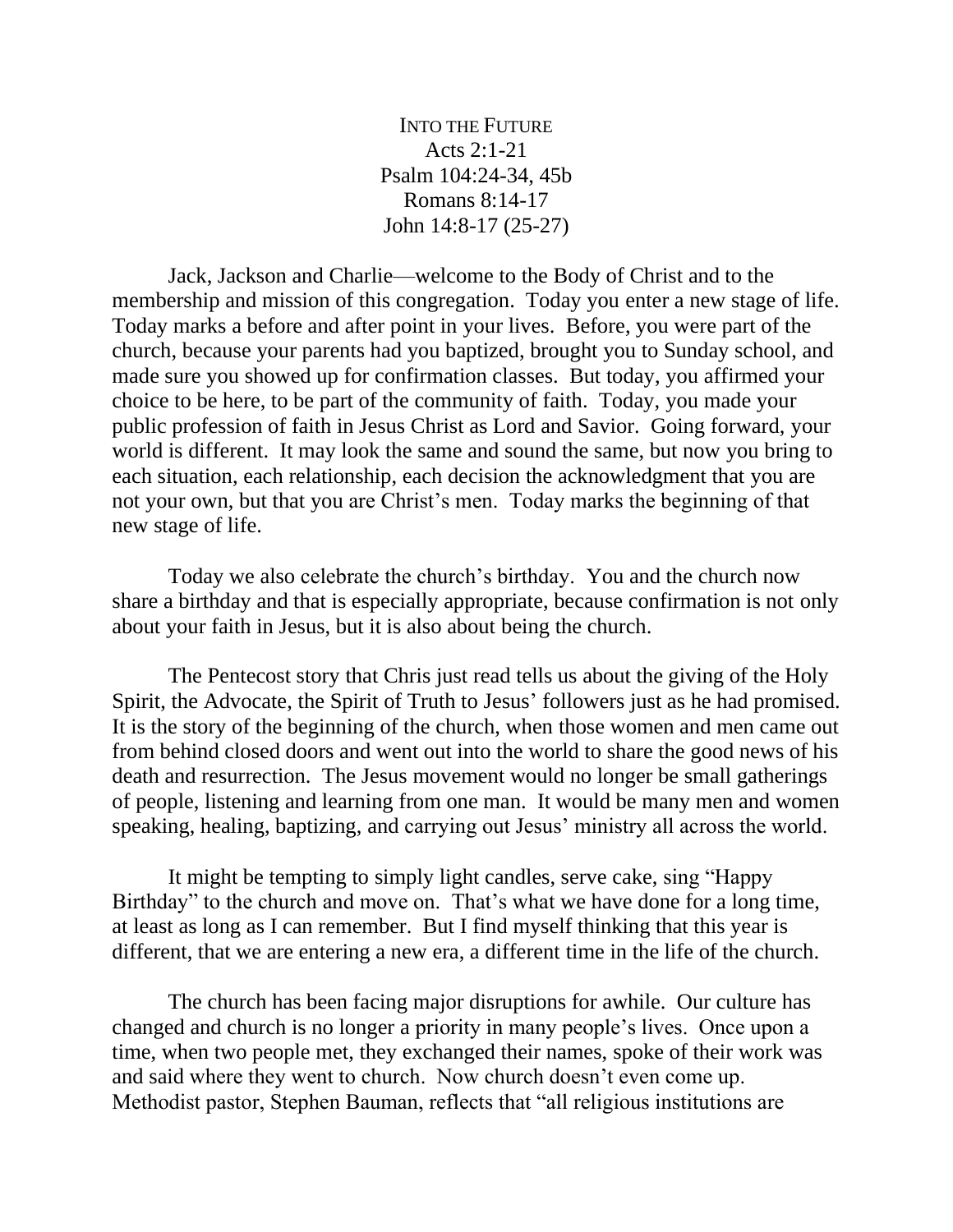# INTO THE FUTURE

Acts 2:1-21
Psalm 104:24-34, 45b
Romans 8:14-17
John 14:8-17 (25-27)

Jack, Jackson and Charlie—welcome to the Body of Christ and to the membership and mission of this congregation. Today you enter a new stage of life. Today marks a before and after point in your lives. Before, you were part of the church, because your parents had you baptized, brought you to Sunday school, and made sure you showed up for confirmation classes. But today, you affirmed your choice to be here, to be part of the community of faith. Today, you made your public profession of faith in Jesus Christ as Lord and Savior. Going forward, your world is different. It may look the same and sound the same, but now you bring to each situation, each relationship, each decision the acknowledgment that you are not your own, but that you are Christ's men. Today marks the beginning of that new stage of life.

Today we also celebrate the church's birthday. You and the church now share a birthday and that is especially appropriate, because confirmation is not only about your faith in Jesus, but it is also about being the church.

The Pentecost story that Chris just read tells us about the giving of the Holy Spirit, the Advocate, the Spirit of Truth to Jesus' followers just as he had promised. It is the story of the beginning of the church, when those women and men came out from behind closed doors and went out into the world to share the good news of his death and resurrection. The Jesus movement would no longer be small gatherings of people, listening and learning from one man. It would be many men and women speaking, healing, baptizing, and carrying out Jesus' ministry all across the world.

It might be tempting to simply light candles, serve cake, sing "Happy Birthday" to the church and move on. That's what we have done for a long time, at least as long as I can remember. But I find myself thinking that this year is different, that we are entering a new era, a different time in the life of the church.

The church has been facing major disruptions for awhile. Our culture has changed and church is no longer a priority in many people's lives. Once upon a time, when two people met, they exchanged their names, spoke of their work was and said where they went to church. Now church doesn't even come up. Methodist pastor, Stephen Bauman, reflects that "all religious institutions are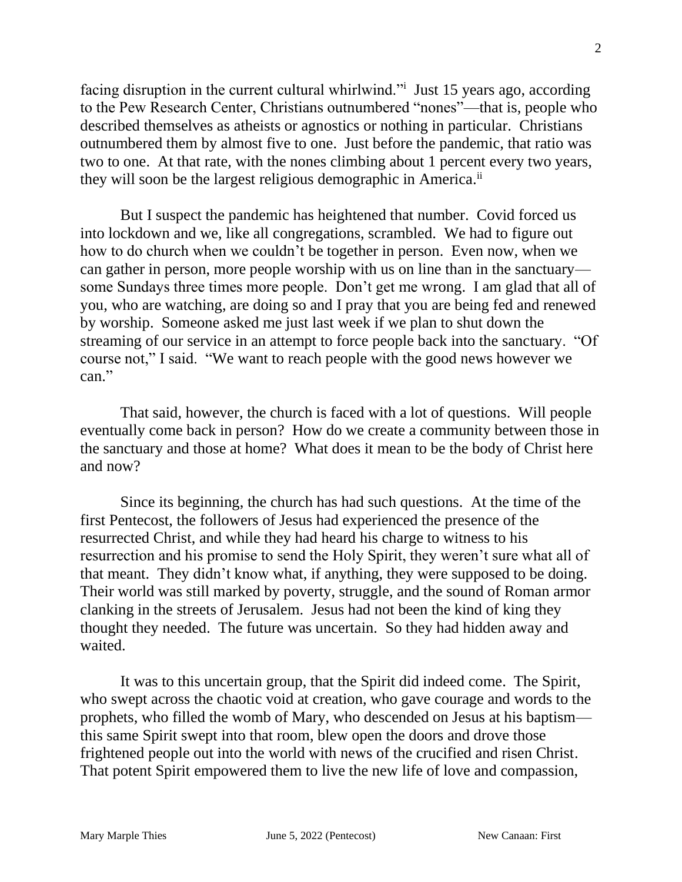facing disruption in the current cultural whirlwind."[i] Just 15 years ago, according to the Pew Research Center, Christians outnumbered "nones"—that is, people who described themselves as atheists or agnostics or nothing in particular. Christians outnumbered them by almost five to one. Just before the pandemic, that ratio was two to one. At that rate, with the nones climbing about 1 percent every two years, they will soon be the largest religious demographic in America.[ii]

But I suspect the pandemic has heightened that number. Covid forced us into lockdown and we, like all congregations, scrambled. We had to figure out how to do church when we couldn't be together in person. Even now, when we can gather in person, more people worship with us on line than in the sanctuary—some Sundays three times more people. Don't get me wrong. I am glad that all of you, who are watching, are doing so and I pray that you are being fed and renewed by worship. Someone asked me just last week if we plan to shut down the streaming of our service in an attempt to force people back into the sanctuary. "Of course not," I said. "We want to reach people with the good news however we can."

That said, however, the church is faced with a lot of questions. Will people eventually come back in person? How do we create a community between those in the sanctuary and those at home? What does it mean to be the body of Christ here and now?

Since its beginning, the church has had such questions. At the time of the first Pentecost, the followers of Jesus had experienced the presence of the resurrected Christ, and while they had heard his charge to witness to his resurrection and his promise to send the Holy Spirit, they weren't sure what all of that meant. They didn't know what, if anything, they were supposed to be doing. Their world was still marked by poverty, struggle, and the sound of Roman armor clanking in the streets of Jerusalem. Jesus had not been the kind of king they thought they needed. The future was uncertain. So they had hidden away and waited.

It was to this uncertain group, that the Spirit did indeed come. The Spirit, who swept across the chaotic void at creation, who gave courage and words to the prophets, who filled the womb of Mary, who descended on Jesus at his baptism—this same Spirit swept into that room, blew open the doors and drove those frightened people out into the world with news of the crucified and risen Christ. That potent Spirit empowered them to live the new life of love and compassion,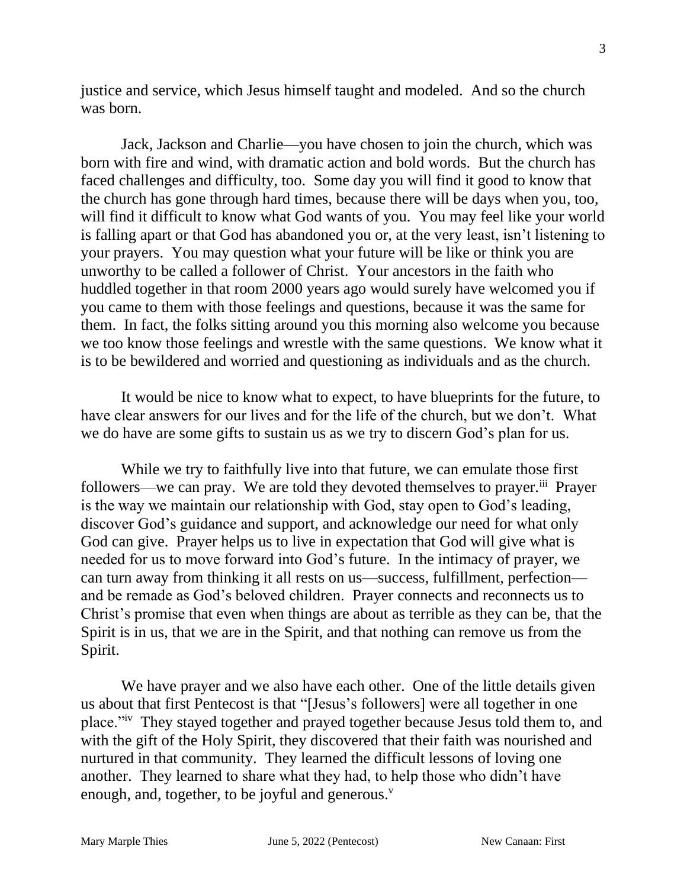justice and service, which Jesus himself taught and modeled. And so the church was born.

Jack, Jackson and Charlie—you have chosen to join the church, which was born with fire and wind, with dramatic action and bold words. But the church has faced challenges and difficulty, too. Some day you will find it good to know that the church has gone through hard times, because there will be days when you, too, will find it difficult to know what God wants of you. You may feel like your world is falling apart or that God has abandoned you or, at the very least, isn't listening to your prayers. You may question what your future will be like or think you are unworthy to be called a follower of Christ. Your ancestors in the faith who huddled together in that room 2000 years ago would surely have welcomed you if you came to them with those feelings and questions, because it was the same for them. In fact, the folks sitting around you this morning also welcome you because we too know those feelings and wrestle with the same questions. We know what it is to be bewildered and worried and questioning as individuals and as the church.

It would be nice to know what to expect, to have blueprints for the future, to have clear answers for our lives and for the life of the church, but we don't. What we do have are some gifts to sustain us as we try to discern God's plan for us.

While we try to faithfully live into that future, we can emulate those first followers—we can pray. We are told they devoted themselves to prayer.[iii] Prayer is the way we maintain our relationship with God, stay open to God's leading, discover God's guidance and support, and acknowledge our need for what only God can give. Prayer helps us to live in expectation that God will give what is needed for us to move forward into God's future. In the intimacy of prayer, we can turn away from thinking it all rests on us—success, fulfillment, perfection—and be remade as God's beloved children. Prayer connects and reconnects us to Christ's promise that even when things are about as terrible as they can be, that the Spirit is in us, that we are in the Spirit, and that nothing can remove us from the Spirit.

We have prayer and we also have each other. One of the little details given us about that first Pentecost is that "[Jesus's followers] were all together in one place."[iv] They stayed together and prayed together because Jesus told them to, and with the gift of the Holy Spirit, they discovered that their faith was nourished and nurtured in that community. They learned the difficult lessons of loving one another. They learned to share what they had, to help those who didn't have enough, and, together, to be joyful and generous.[v]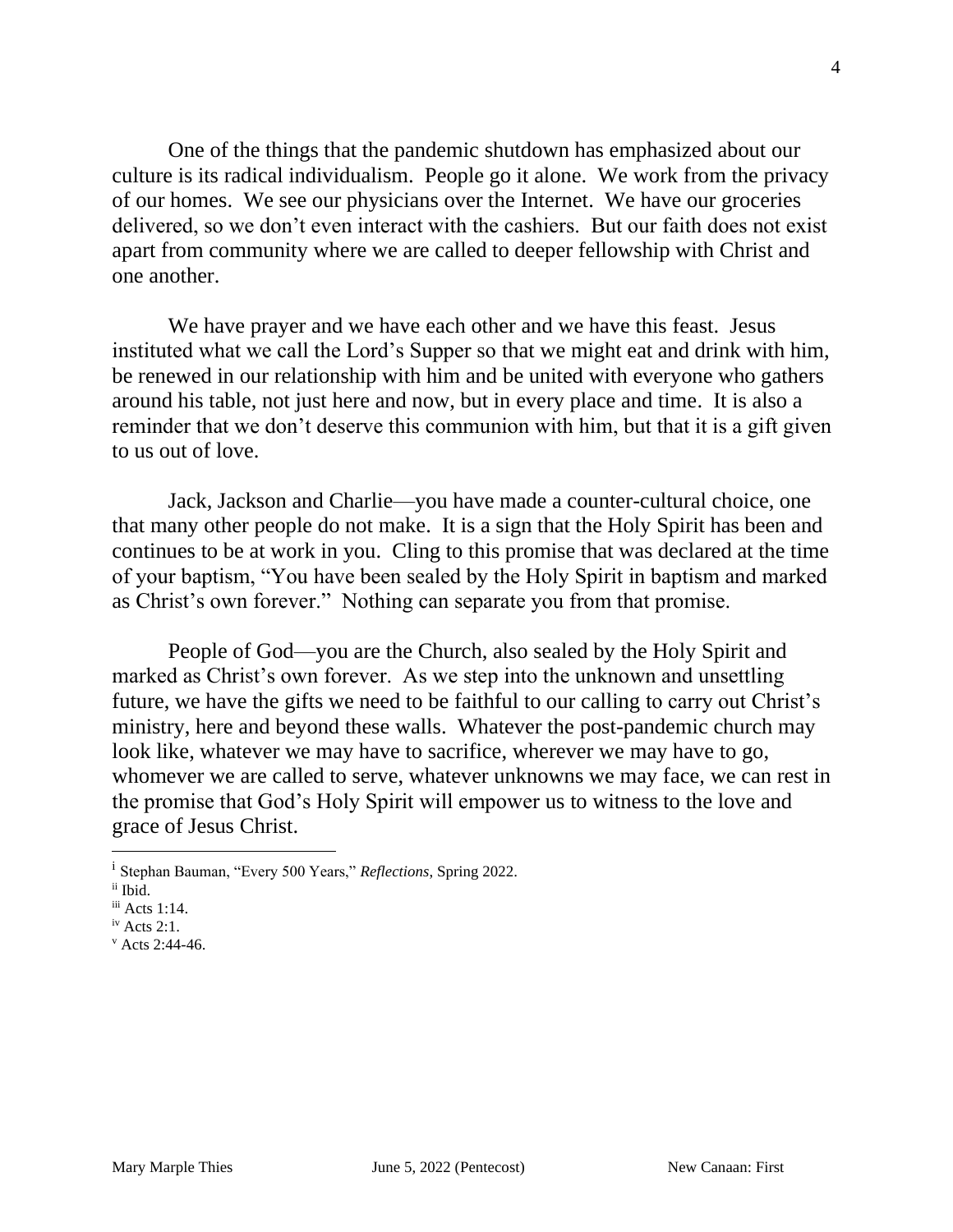One of the things that the pandemic shutdown has emphasized about our culture is its radical individualism. People go it alone. We work from the privacy of our homes. We see our physicians over the Internet. We have our groceries delivered, so we don't even interact with the cashiers. But our faith does not exist apart from community where we are called to deeper fellowship with Christ and one another.

We have prayer and we have each other and we have this feast. Jesus instituted what we call the Lord's Supper so that we might eat and drink with him, be renewed in our relationship with him and be united with everyone who gathers around his table, not just here and now, but in every place and time. It is also a reminder that we don't deserve this communion with him, but that it is a gift given to us out of love.

Jack, Jackson and Charlie—you have made a counter-cultural choice, one that many other people do not make. It is a sign that the Holy Spirit has been and continues to be at work in you. Cling to this promise that was declared at the time of your baptism, "You have been sealed by the Holy Spirit in baptism and marked as Christ's own forever." Nothing can separate you from that promise.

People of God—you are the Church, also sealed by the Holy Spirit and marked as Christ's own forever. As we step into the unknown and unsettling future, we have the gifts we need to be faithful to our calling to carry out Christ's ministry, here and beyond these walls. Whatever the post-pandemic church may look like, whatever we may have to sacrifice, wherever we may have to go, whomever we are called to serve, whatever unknowns we may face, we can rest in the promise that God's Holy Spirit will empower us to witness to the love and grace of Jesus Christ.

---

[i] Stephan Bauman, "Every 500 Years," *Reflections*, Spring 2022.
[ii] Ibid.
[iii] Acts 1:14.
[iv] Acts 2:1.
[v] Acts 2:44-46.